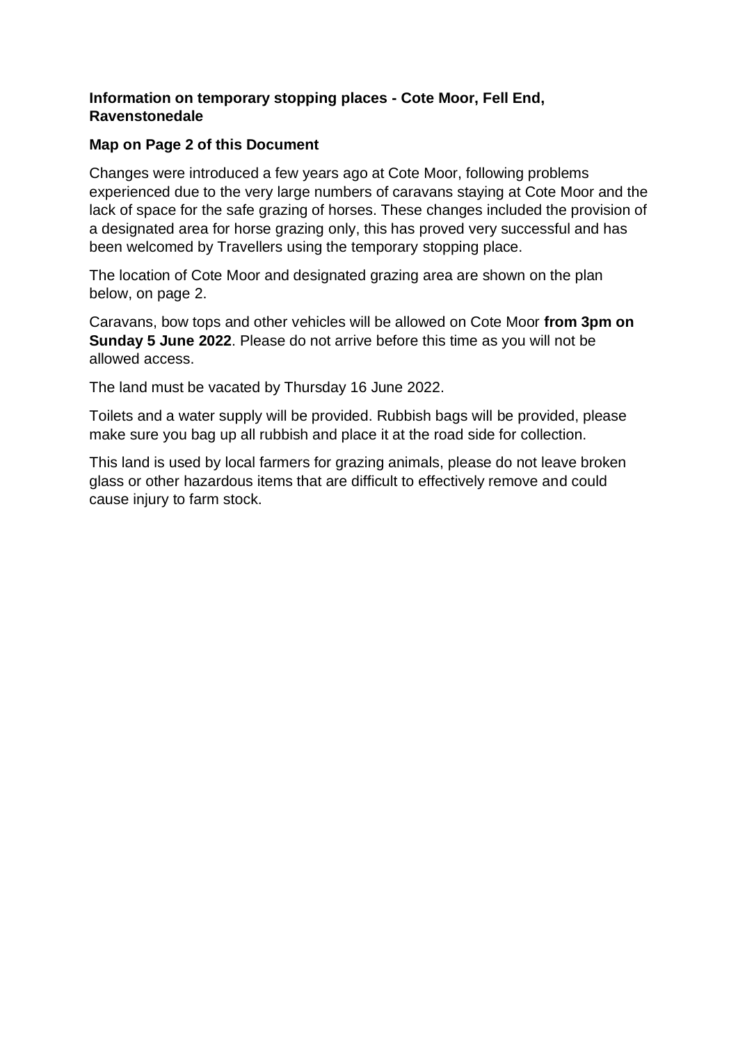**Information on temporary stopping places - Cote Moor, Fell End, Ravenstonedale**

**Map on Page 2 of this Document**

Changes were introduced a few years ago at Cote Moor, following problems experienced due to the very large numbers of caravans staying at Cote Moor and the lack of space for the safe grazing of horses. These changes included the provision of a designated area for horse grazing only, this has proved very successful and has been welcomed by Travellers using the temporary stopping place.

The location of Cote Moor and designated grazing area are shown on the plan below, on page 2.

Caravans, bow tops and other vehicles will be allowed on Cote Moor **from 3pm on Sunday 5 June 2022**. Please do not arrive before this time as you will not be allowed access.

The land must be vacated by Thursday 16 June 2022.

Toilets and a water supply will be provided. Rubbish bags will be provided, please make sure you bag up all rubbish and place it at the road side for collection.

This land is used by local farmers for grazing animals, please do not leave broken glass or other hazardous items that are difficult to effectively remove and could cause injury to farm stock.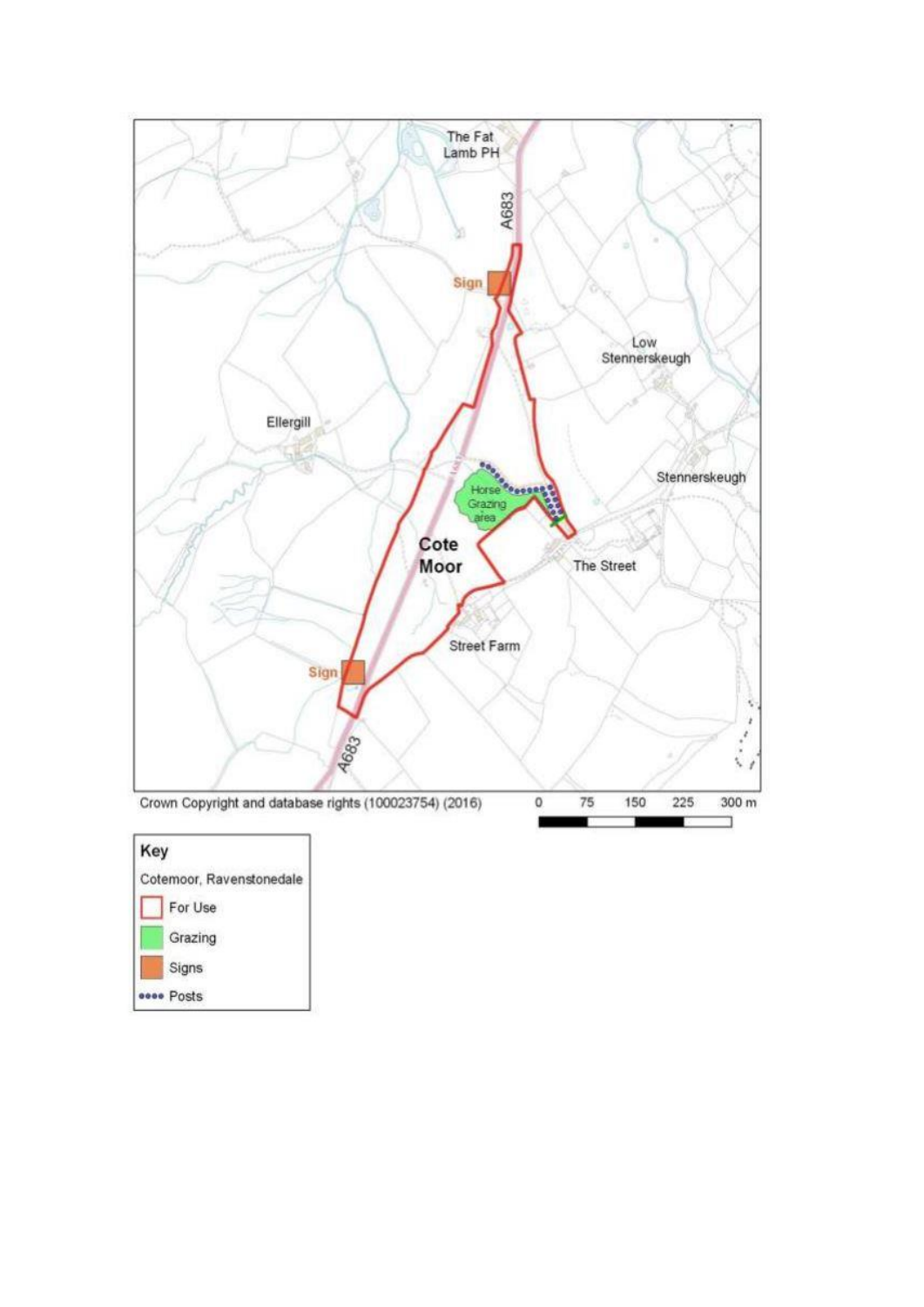The Fat Lamb PH

A683

Sign

Low Stennerskeugh

Ellergill

Stennerskeugh

Horse Grazing area

Cote Moor

The Street

Street Farm

Sign

A683

Crown Copyright and database rights (100023754) (2016)

0 75 150 225 300 m

**Key**

Cotemoor, Ravenstonedale

For Use

Grazing

Signs

Posts